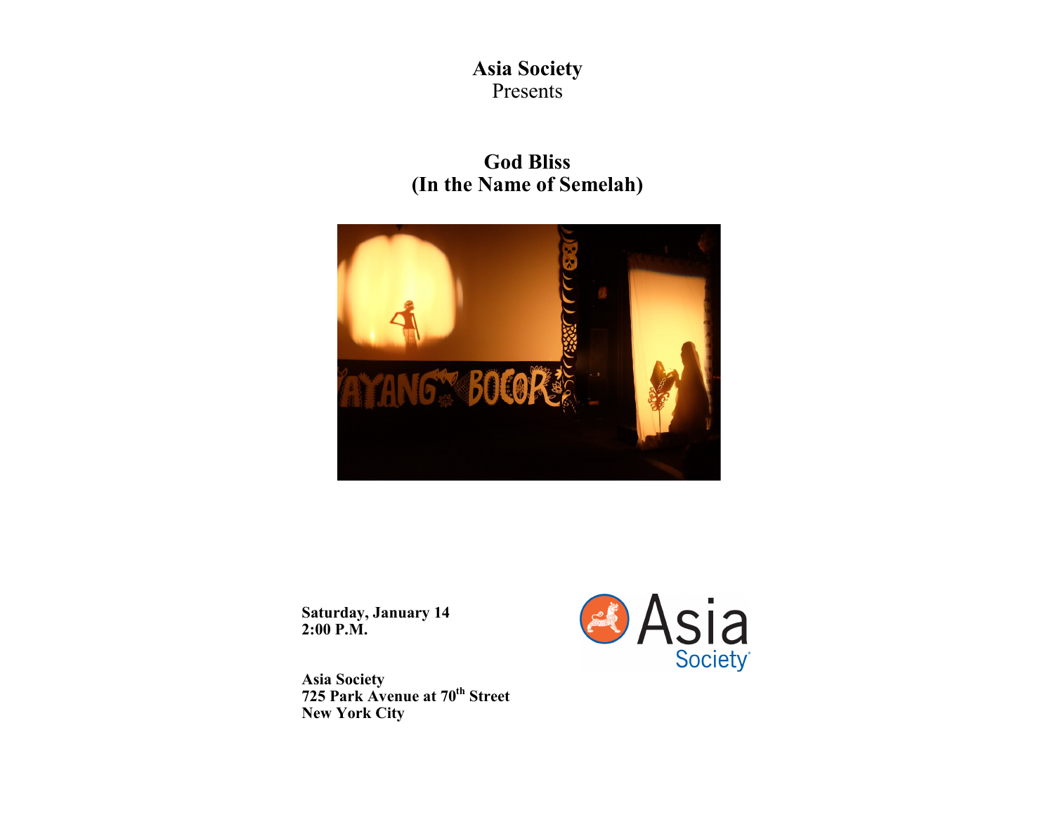**Asia Society**
Presents

# God Bliss
# (In the Name of Semelah)

**Saturday, January 14**
**2:00 P.M.**

**Asia Society**
**725 Park Avenue at 70th Street**
**New York City**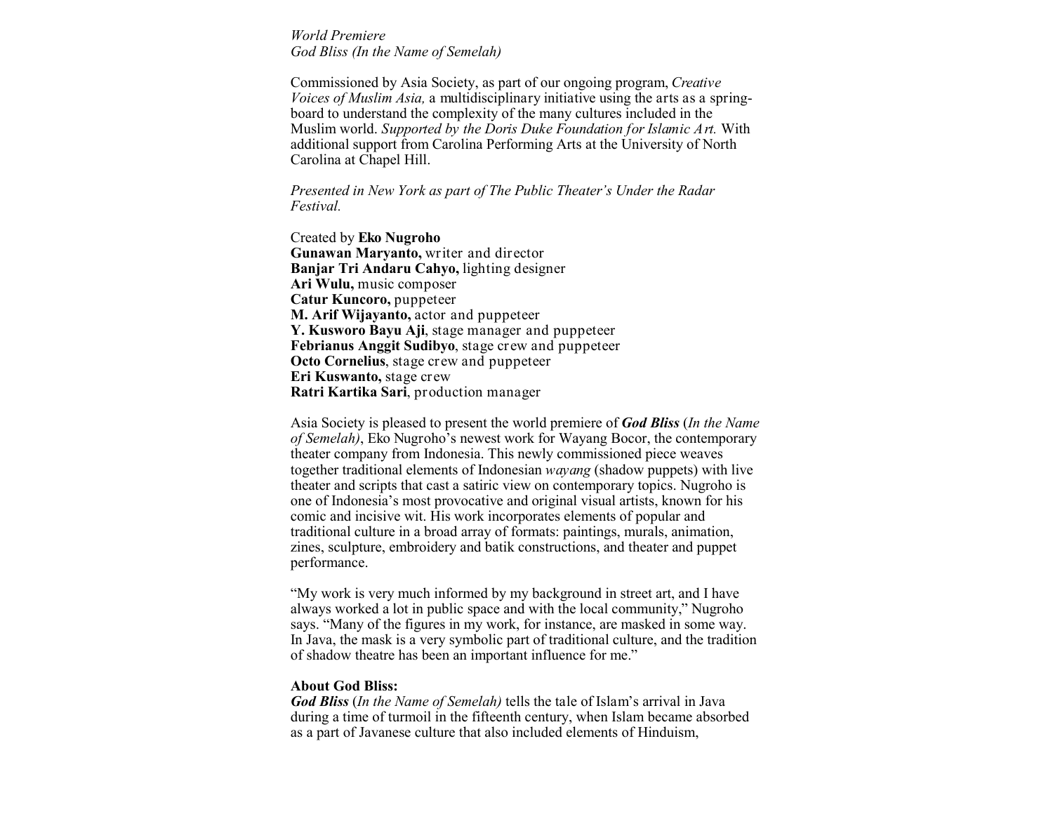*World Premiere*
*God Bliss (In the Name of Semelah)*

Commissioned by Asia Society, as part of our ongoing program, *Creative Voices of Muslim Asia,* a multidisciplinary initiative using the arts as a spring-board to understand the complexity of the many cultures included in the Muslim world. *Supported by the Doris Duke Foundation for Islamic Art.* With additional support from Carolina Performing Arts at the University of North Carolina at Chapel Hill.

*Presented in New York as part of The Public Theater's Under the Radar Festival.*

Created by **Eko Nugroho**
**Gunawan Maryanto,** writer and director
**Banjar Tri Andaru Cahyo,** lighting designer
**Ari Wulu,** music composer
**Catur Kuncoro,** puppeteer
**M. Arif Wijayanto,** actor and puppeteer
**Y. Kusworo Bayu Aji**, stage manager and puppeteer
**Febrianus Anggit Sudibyo**, stage crew and puppeteer
**Octo Cornelius**, stage crew and puppeteer
**Eri Kuswanto,** stage crew
**Ratri Kartika Sari**, production manager

Asia Society is pleased to present the world premiere of ***God Bliss*** (*In the Name of Semelah)*, Eko Nugroho's newest work for Wayang Bocor, the contemporary theater company from Indonesia. This newly commissioned piece weaves together traditional elements of Indonesian *wayang* (shadow puppets) with live theater and scripts that cast a satiric view on contemporary topics. Nugroho is one of Indonesia's most provocative and original visual artists, known for his comic and incisive wit. His work incorporates elements of popular and traditional culture in a broad array of formats: paintings, murals, animation, zines, sculpture, embroidery and batik constructions, and theater and puppet performance.

"My work is very much informed by my background in street art, and I have always worked a lot in public space and with the local community," Nugroho says. "Many of the figures in my work, for instance, are masked in some way. In Java, the mask is a very symbolic part of traditional culture, and the tradition of shadow theatre has been an important influence for me."

**About God Bliss:**
***God Bliss*** (*In the Name of Semelah)* tells the tale of Islam's arrival in Java during a time of turmoil in the fifteenth century, when Islam became absorbed as a part of Javanese culture that also included elements of Hinduism,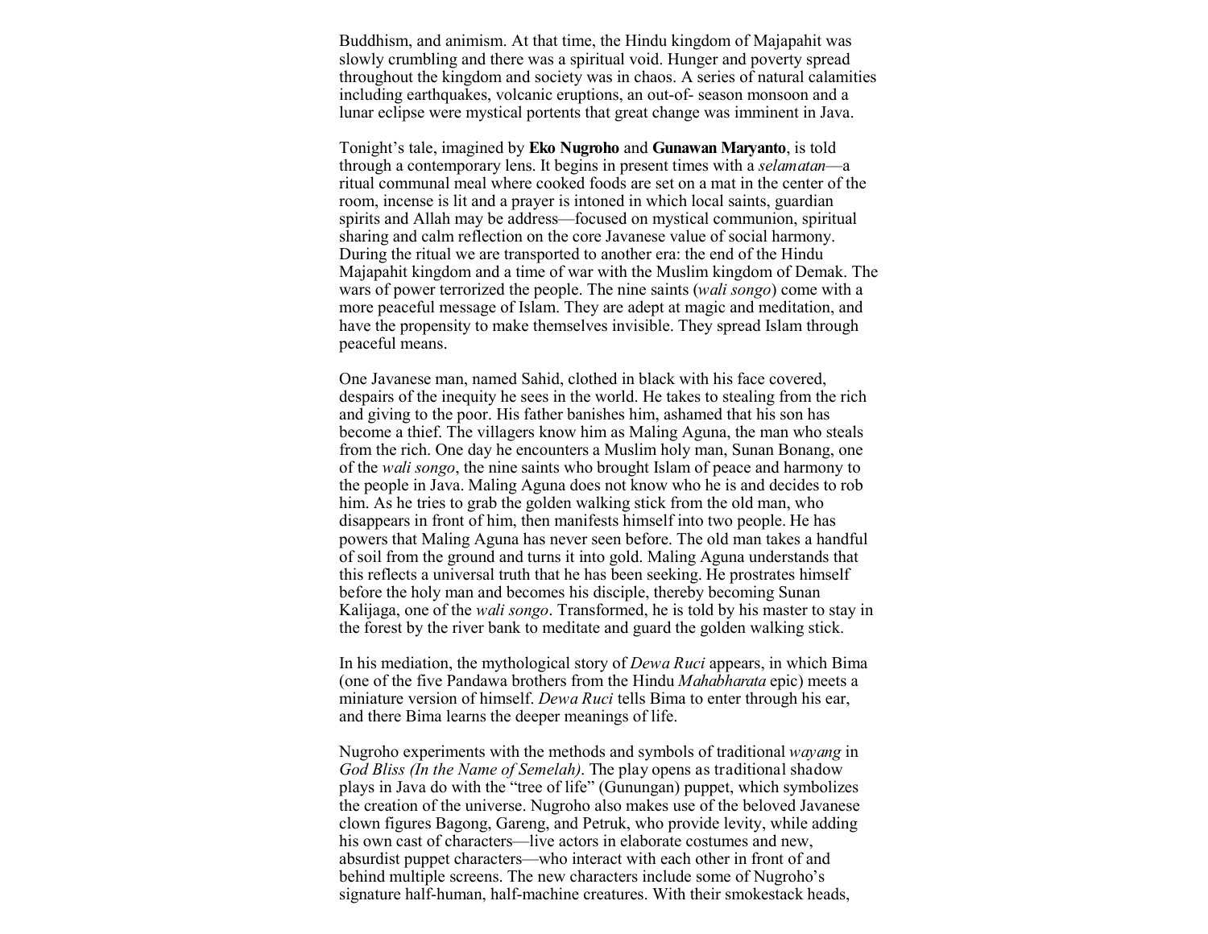Buddhism, and animism. At that time, the Hindu kingdom of Majapahit was slowly crumbling and there was a spiritual void. Hunger and poverty spread throughout the kingdom and society was in chaos. A series of natural calamities including earthquakes, volcanic eruptions, an out-of- season monsoon and a lunar eclipse were mystical portents that great change was imminent in Java.

Tonight's tale, imagined by **Eko Nugroho** and **Gunawan Maryanto**, is told through a contemporary lens. It begins in present times with a *selamatan*—a ritual communal meal where cooked foods are set on a mat in the center of the room, incense is lit and a prayer is intoned in which local saints, guardian spirits and Allah may be address—focused on mystical communion, spiritual sharing and calm reflection on the core Javanese value of social harmony. During the ritual we are transported to another era: the end of the Hindu Majapahit kingdom and a time of war with the Muslim kingdom of Demak. The wars of power terrorized the people. The nine saints (*wali songo*) come with a more peaceful message of Islam. They are adept at magic and meditation, and have the propensity to make themselves invisible. They spread Islam through peaceful means.

One Javanese man, named Sahid, clothed in black with his face covered, despairs of the inequity he sees in the world. He takes to stealing from the rich and giving to the poor. His father banishes him, ashamed that his son has become a thief. The villagers know him as Maling Aguna, the man who steals from the rich. One day he encounters a Muslim holy man, Sunan Bonang, one of the *wali songo*, the nine saints who brought Islam of peace and harmony to the people in Java. Maling Aguna does not know who he is and decides to rob him. As he tries to grab the golden walking stick from the old man, who disappears in front of him, then manifests himself into two people. He has powers that Maling Aguna has never seen before. The old man takes a handful of soil from the ground and turns it into gold. Maling Aguna understands that this reflects a universal truth that he has been seeking. He prostrates himself before the holy man and becomes his disciple, thereby becoming Sunan Kalijaga, one of the *wali songo*. Transformed, he is told by his master to stay in the forest by the river bank to meditate and guard the golden walking stick.

In his mediation, the mythological story of *Dewa Ruci* appears, in which Bima (one of the five Pandawa brothers from the Hindu *Mahabharata* epic) meets a miniature version of himself. *Dewa Ruci* tells Bima to enter through his ear, and there Bima learns the deeper meanings of life.

Nugroho experiments with the methods and symbols of traditional *wayang* in *God Bliss (In the Name of Semelah)*. The play opens as traditional shadow plays in Java do with the "tree of life" (Gunungan) puppet, which symbolizes the creation of the universe. Nugroho also makes use of the beloved Javanese clown figures Bagong, Gareng, and Petruk, who provide levity, while adding his own cast of characters—live actors in elaborate costumes and new, absurdist puppet characters—who interact with each other in front of and behind multiple screens. The new characters include some of Nugroho's signature half-human, half-machine creatures. With their smokestack heads,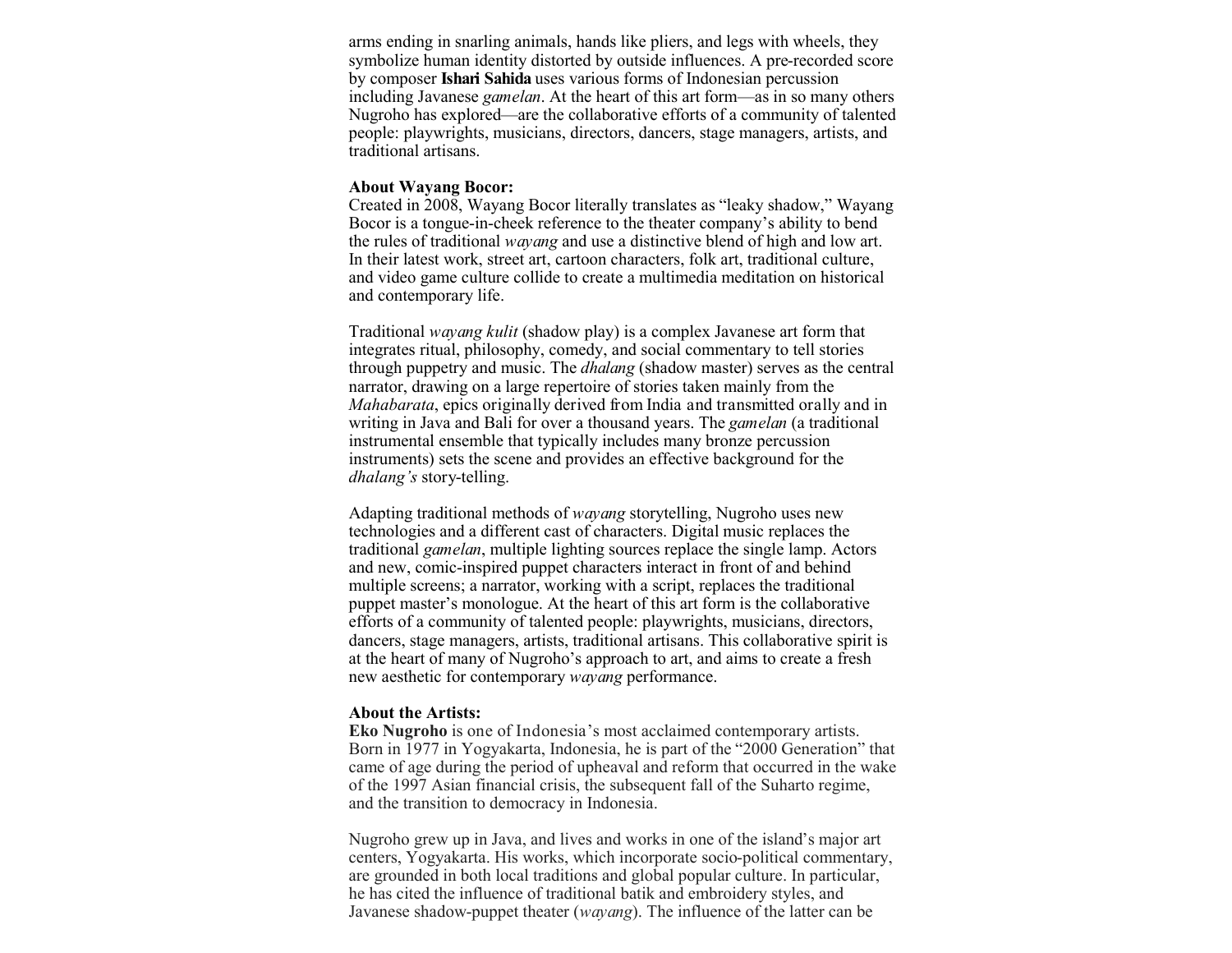arms ending in snarling animals, hands like pliers, and legs with wheels, they symbolize human identity distorted by outside influences. A pre-recorded score by composer **Ishari Sahida** uses various forms of Indonesian percussion including Javanese *gamelan*. At the heart of this art form—as in so many others Nugroho has explored—are the collaborative efforts of a community of talented people: playwrights, musicians, directors, dancers, stage managers, artists, and traditional artisans.

**About Wayang Bocor:**
Created in 2008, Wayang Bocor literally translates as "leaky shadow," Wayang Bocor is a tongue-in-cheek reference to the theater company's ability to bend the rules of traditional *wayang* and use a distinctive blend of high and low art. In their latest work, street art, cartoon characters, folk art, traditional culture, and video game culture collide to create a multimedia meditation on historical and contemporary life.

Traditional *wayang kulit* (shadow play) is a complex Javanese art form that integrates ritual, philosophy, comedy, and social commentary to tell stories through puppetry and music. The *dhalang* (shadow master) serves as the central narrator, drawing on a large repertoire of stories taken mainly from the *Mahabarata*, epics originally derived from India and transmitted orally and in writing in Java and Bali for over a thousand years. The *gamelan* (a traditional instrumental ensemble that typically includes many bronze percussion instruments) sets the scene and provides an effective background for the *dhalang's* story-telling.

Adapting traditional methods of *wayang* storytelling, Nugroho uses new technologies and a different cast of characters. Digital music replaces the traditional *gamelan*, multiple lighting sources replace the single lamp. Actors and new, comic-inspired puppet characters interact in front of and behind multiple screens; a narrator, working with a script, replaces the traditional puppet master's monologue. At the heart of this art form is the collaborative efforts of a community of talented people: playwrights, musicians, directors, dancers, stage managers, artists, traditional artisans. This collaborative spirit is at the heart of many of Nugroho's approach to art, and aims to create a fresh new aesthetic for contemporary *wayang* performance.

**About the Artists:**
**Eko Nugroho** is one of Indonesia's most acclaimed contemporary artists. Born in 1977 in Yogyakarta, Indonesia, he is part of the "2000 Generation" that came of age during the period of upheaval and reform that occurred in the wake of the 1997 Asian financial crisis, the subsequent fall of the Suharto regime, and the transition to democracy in Indonesia.

Nugroho grew up in Java, and lives and works in one of the island's major art centers, Yogyakarta. His works, which incorporate socio-political commentary, are grounded in both local traditions and global popular culture. In particular, he has cited the influence of traditional batik and embroidery styles, and Javanese shadow-puppet theater (*wayang*). The influence of the latter can be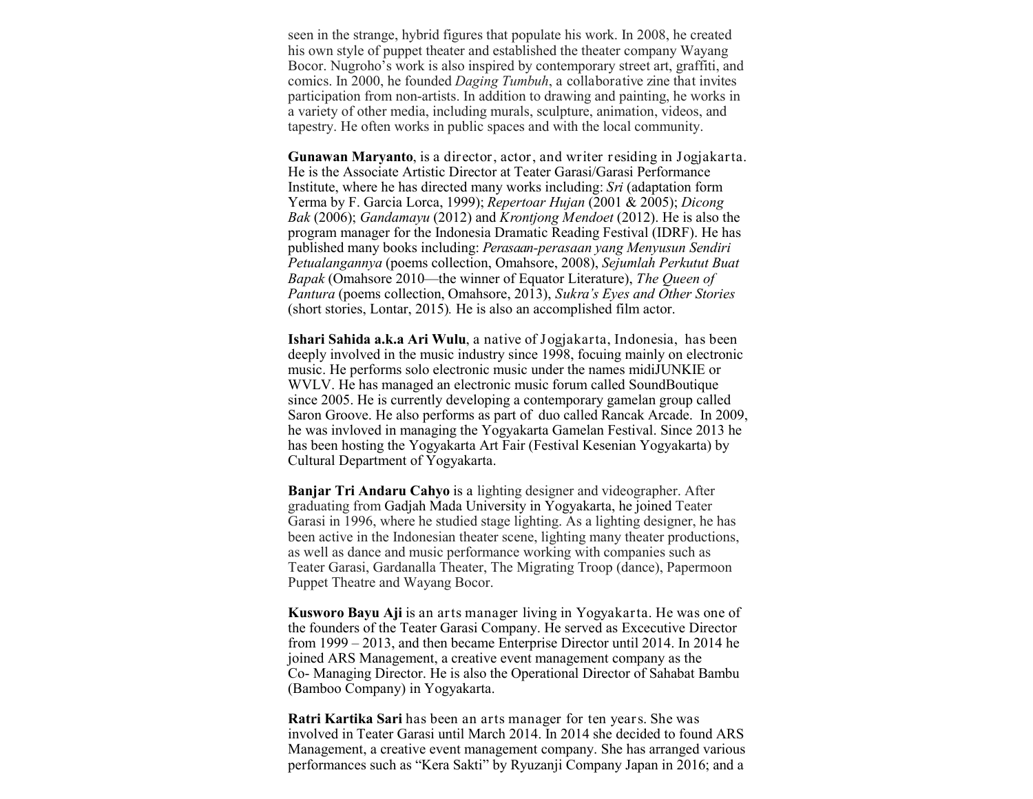seen in the strange, hybrid figures that populate his work. In 2008, he created his own style of puppet theater and established the theater company Wayang Bocor. Nugroho's work is also inspired by contemporary street art, graffiti, and comics. In 2000, he founded *Daging Tumbuh*, a collaborative zine that invites participation from non-artists. In addition to drawing and painting, he works in a variety of other media, including murals, sculpture, animation, videos, and tapestry. He often works in public spaces and with the local community.

**Gunawan Maryanto**, is a director, actor, and writer residing in Jogjakarta. He is the Associate Artistic Director at Teater Garasi/Garasi Performance Institute, where he has directed many works including: *Sri* (adaptation form Yerma by F. Garcia Lorca, 1999); *Repertoar Hujan* (2001 & 2005); *Dicong Bak* (2006); *Gandamayu* (2012) and *Krontjong Mendoet* (2012). He is also the program manager for the Indonesia Dramatic Reading Festival (IDRF). He has published many books including: *Perasaan-perasaan yang Menyusun Sendiri Petualangannya* (poems collection, Omahsore, 2008), *Sejumlah Perkutut Buat Bapak* (Omahsore 2010—the winner of Equator Literature), *The Queen of Pantura* (poems collection, Omahsore, 2013), *Sukra's Eyes and Other Stories* (short stories, Lontar, 2015). He is also an accomplished film actor.

**Ishari Sahida a.k.a Ari Wulu**, a native of Jogjakarta, Indonesia, has been deeply involved in the music industry since 1998, focuing mainly on electronic music. He performs solo electronic music under the names midiJUNKIE or WVLV. He has managed an electronic music forum called SoundBoutique since 2005. He is currently developing a contemporary gamelan group called Saron Groove. He also performs as part of duo called Rancak Arcade. In 2009, he was invloved in managing the Yogyakarta Gamelan Festival. Since 2013 he has been hosting the Yogyakarta Art Fair (Festival Kesenian Yogyakarta) by Cultural Department of Yogyakarta.

**Banjar Tri Andaru Cahyo** is a lighting designer and videographer. After graduating from Gadjah Mada University in Yogyakarta, he joined Teater Garasi in 1996, where he studied stage lighting. As a lighting designer, he has been active in the Indonesian theater scene, lighting many theater productions, as well as dance and music performance working with companies such as Teater Garasi, Gardanalla Theater, The Migrating Troop (dance), Papermoon Puppet Theatre and Wayang Bocor.

**Kusworo Bayu Aji** is an arts manager living in Yogyakarta. He was one of the founders of the Teater Garasi Company. He served as Excecutive Director from 1999 – 2013, and then became Enterprise Director until 2014. In 2014 he joined ARS Management, a creative event management company as the Co- Managing Director. He is also the Operational Director of Sahabat Bambu (Bamboo Company) in Yogyakarta.

**Ratri Kartika Sari** has been an arts manager for ten years. She was involved in Teater Garasi until March 2014. In 2014 she decided to found ARS Management, a creative event management company. She has arranged various performances such as "Kera Sakti" by Ryuzanji Company Japan in 2016; and a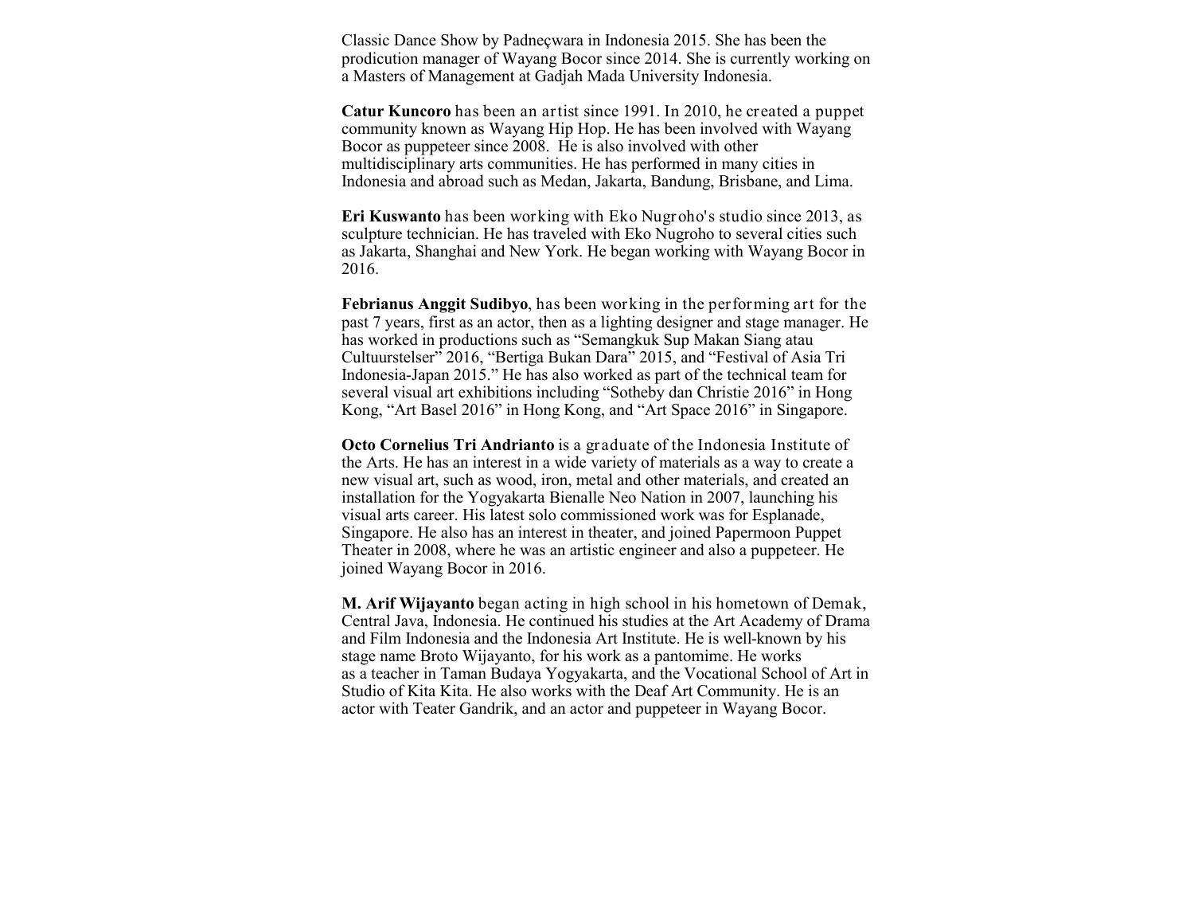Classic Dance Show by Padneçwara in Indonesia 2015. She has been the prodicution manager of Wayang Bocor since 2014. She is currently working on a Masters of Management at Gadjah Mada University Indonesia.

**Catur Kuncoro** has been an artist since 1991. In 2010, he created a puppet community known as Wayang Hip Hop. He has been involved with Wayang Bocor as puppeteer since 2008. He is also involved with other multidisciplinary arts communities. He has performed in many cities in Indonesia and abroad such as Medan, Jakarta, Bandung, Brisbane, and Lima.

**Eri Kuswanto** has been working with Eko Nugroho's studio since 2013, as sculpture technician. He has traveled with Eko Nugroho to several cities such as Jakarta, Shanghai and New York. He began working with Wayang Bocor in 2016.

**Febrianus Anggit Sudibyo**, has been working in the performing art for the past 7 years, first as an actor, then as a lighting designer and stage manager. He has worked in productions such as "Semangkuk Sup Makan Siang atau Cultuurstelser" 2016, "Bertiga Bukan Dara" 2015, and "Festival of Asia Tri Indonesia-Japan 2015." He has also worked as part of the technical team for several visual art exhibitions including "Sotheby dan Christie 2016" in Hong Kong, "Art Basel 2016" in Hong Kong, and "Art Space 2016" in Singapore.

**Octo Cornelius Tri Andrianto** is a graduate of the Indonesia Institute of the Arts. He has an interest in a wide variety of materials as a way to create a new visual art, such as wood, iron, metal and other materials, and created an installation for the Yogyakarta Bienalle Neo Nation in 2007, launching his visual arts career. His latest solo commissioned work was for Esplanade, Singapore. He also has an interest in theater, and joined Papermoon Puppet Theater in 2008, where he was an artistic engineer and also a puppeteer. He joined Wayang Bocor in 2016.

**M. Arif Wijayanto** began acting in high school in his hometown of Demak, Central Java, Indonesia. He continued his studies at the Art Academy of Drama and Film Indonesia and the Indonesia Art Institute. He is well-known by his stage name Broto Wijayanto, for his work as a pantomime. He works as a teacher in Taman Budaya Yogyakarta, and the Vocational School of Art in Studio of Kita Kita. He also works with the Deaf Art Community. He is an actor with Teater Gandrik, and an actor and puppeteer in Wayang Bocor.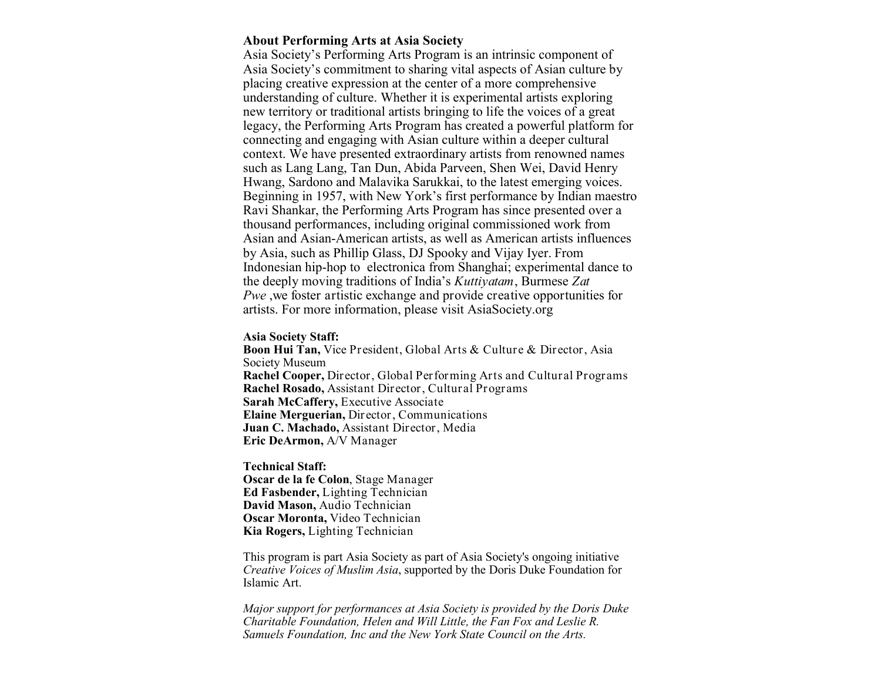## About Performing Arts at Asia Society

Asia Society's Performing Arts Program is an intrinsic component of Asia Society's commitment to sharing vital aspects of Asian culture by placing creative expression at the center of a more comprehensive understanding of culture. Whether it is experimental artists exploring new territory or traditional artists bringing to life the voices of a great legacy, the Performing Arts Program has created a powerful platform for connecting and engaging with Asian culture within a deeper cultural context. We have presented extraordinary artists from renowned names such as Lang Lang, Tan Dun, Abida Parveen, Shen Wei, David Henry Hwang, Sardono and Malavika Sarukkai, to the latest emerging voices. Beginning in 1957, with New York's first performance by Indian maestro Ravi Shankar, the Performing Arts Program has since presented over a thousand performances, including original commissioned work from Asian and Asian-American artists, as well as American artists influences by Asia, such as Phillip Glass, DJ Spooky and Vijay Iyer. From Indonesian hip-hop to electronica from Shanghai; experimental dance to the deeply moving traditions of India's *Kuttiyatam*, Burmese *Zat Pwe* ,we foster artistic exchange and provide creative opportunities for artists. For more information, please visit AsiaSociety.org

**Asia Society Staff:**
**Boon Hui Tan,** Vice President, Global Arts & Culture & Director, Asia Society Museum
**Rachel Cooper,** Director, Global Performing Arts and Cultural Programs
**Rachel Rosado,** Assistant Director, Cultural Programs
**Sarah McCaffery,** Executive Associate
**Elaine Merguerian,** Director, Communications
**Juan C. Machado,** Assistant Director, Media
**Eric DeArmon,** A/V Manager

**Technical Staff:**
**Oscar de la fe Colon**, Stage Manager
**Ed Fasbender,** Lighting Technician
**David Mason,** Audio Technician
**Oscar Moronta,** Video Technician
**Kia Rogers,** Lighting Technician

This program is part Asia Society as part of Asia Society's ongoing initiative *Creative Voices of Muslim Asia*, supported by the Doris Duke Foundation for Islamic Art.

*Major support for performances at Asia Society is provided by the Doris Duke Charitable Foundation, Helen and Will Little, the Fan Fox and Leslie R. Samuels Foundation, Inc and the New York State Council on the Arts.*